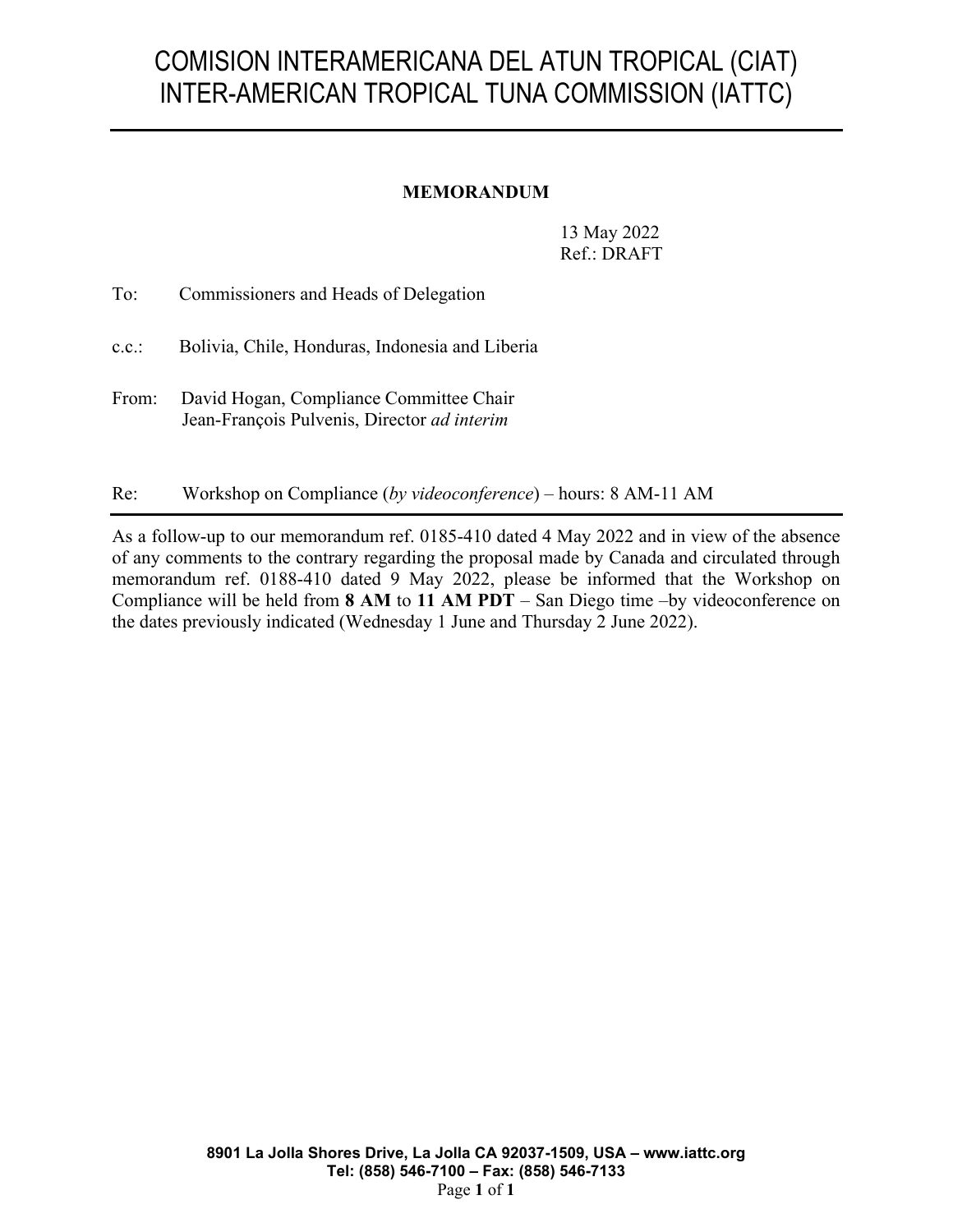# COMISION INTERAMERICANA DEL ATUN TROPICAL (CIAT)
# INTER-AMERICAN TROPICAL TUNA COMMISSION (IATTC)

**MEMORANDUM**

13 May 2022
Ref.: DRAFT

To: Commissioners and Heads of Delegation

c.c.: Bolivia, Chile, Honduras, Indonesia and Liberia

From: David Hogan, Compliance Committee Chair
Jean-François Pulvenis, Director *ad interim*

Re: Workshop on Compliance (*by videoconference*) – hours: 8 AM-11 AM

As a follow-up to our memorandum ref. 0185-410 dated 4 May 2022 and in view of the absence of any comments to the contrary regarding the proposal made by Canada and circulated through memorandum ref. 0188-410 dated 9 May 2022, please be informed that the Workshop on Compliance will be held from **8 AM** to **11 AM PDT** – San Diego time –by videoconference on the dates previously indicated (Wednesday 1 June and Thursday 2 June 2022).

**8901 La Jolla Shores Drive, La Jolla CA 92037-1509, USA – www.iattc.org**
**Tel: (858) 546-7100 – Fax: (858) 546-7133**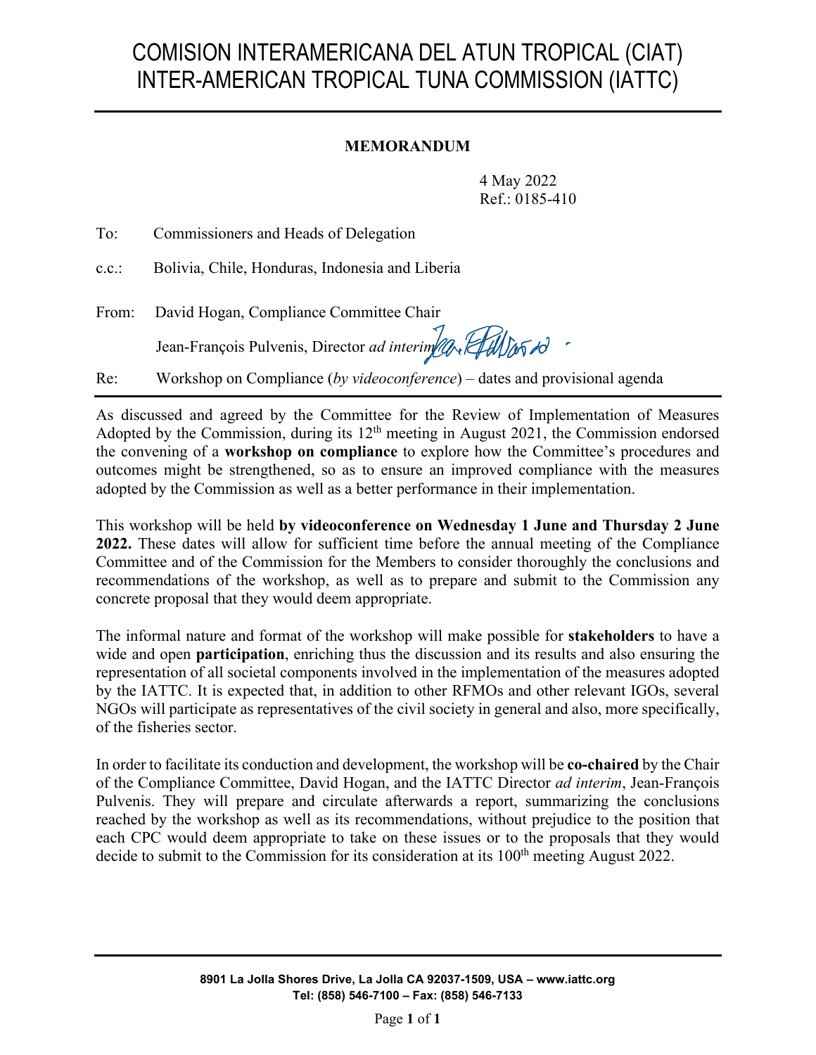# COMISION INTERAMERICANA DEL ATUN TROPICAL (CIAT)
# INTER-AMERICAN TROPICAL TUNA COMMISSION (IATTC)

**MEMORANDUM**

4 May 2022
Ref.: 0185-410

To: Commissioners and Heads of Delegation

c.c.: Bolivia, Chile, Honduras, Indonesia and Liberia

From: David Hogan, Compliance Committee Chair

Jean-François Pulvenis, Director *ad interim*

Re: Workshop on Compliance (*by videoconference*) – dates and provisional agenda

As discussed and agreed by the Committee for the Review of Implementation of Measures Adopted by the Commission, during its 12th meeting in August 2021, the Commission endorsed the convening of a **workshop on compliance** to explore how the Committee's procedures and outcomes might be strengthened, so as to ensure an improved compliance with the measures adopted by the Commission as well as a better performance in their implementation.

This workshop will be held **by videoconference on Wednesday 1 June and Thursday 2 June 2022.** These dates will allow for sufficient time before the annual meeting of the Compliance Committee and of the Commission for the Members to consider thoroughly the conclusions and recommendations of the workshop, as well as to prepare and submit to the Commission any concrete proposal that they would deem appropriate.

The informal nature and format of the workshop will make possible for **stakeholders** to have a wide and open **participation**, enriching thus the discussion and its results and also ensuring the representation of all societal components involved in the implementation of the measures adopted by the IATTC. It is expected that, in addition to other RFMOs and other relevant IGOs, several NGOs will participate as representatives of the civil society in general and also, more specifically, of the fisheries sector.

In order to facilitate its conduction and development, the workshop will be **co-chaired** by the Chair of the Compliance Committee, David Hogan, and the IATTC Director *ad interim*, Jean-François Pulvenis. They will prepare and circulate afterwards a report, summarizing the conclusions reached by the workshop as well as its recommendations, without prejudice to the position that each CPC would deem appropriate to take on these issues or to the proposals that they would decide to submit to the Commission for its consideration at its 100th meeting August 2022.

8901 La Jolla Shores Drive, La Jolla CA 92037-1509, USA – www.iattc.org
Tel: (858) 546-7100 – Fax: (858) 546-7133